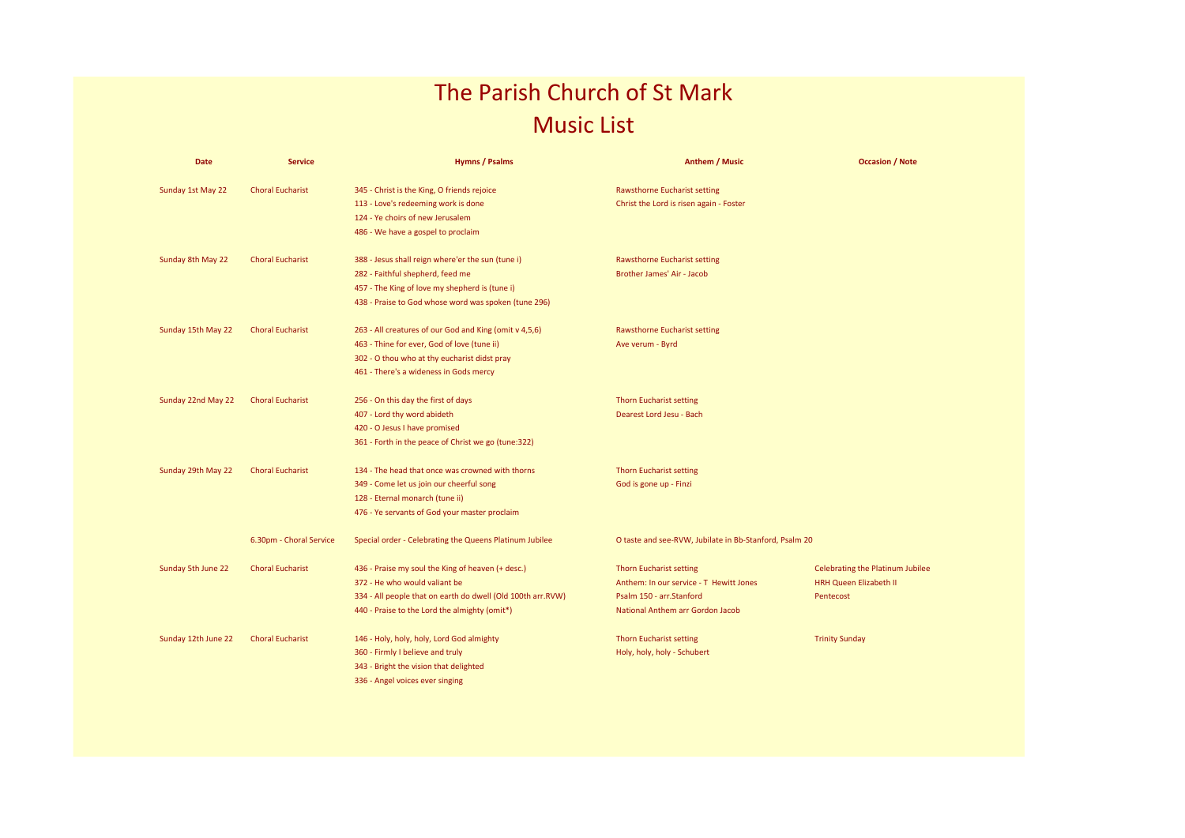# The Parish Church of St Mark

## Music List

| Date | Service | Hymns / Psalms | Anthem / Music | Occasion / Note |
|---|---|---|---|---|
| Sunday 1st May 22 | Choral Eucharist | 345 - Christ is the King, O friends rejoice | Rawsthorne Eucharist setting | |
| | | 113 - Love's redeeming work is done | Christ the Lord is risen again - Foster | |
| | | 124 - Ye choirs of new Jerusalem | | |
| | | 486 - We have a gospel to proclaim | | |
| Sunday 8th May 22 | Choral Eucharist | 388 - Jesus shall reign where'er the sun (tune i) | Rawsthorne Eucharist setting | |
| | | 282 - Faithful shepherd, feed me | Brother James' Air - Jacob | |
| | | 457 - The King of love my shepherd is (tune i) | | |
| | | 438 - Praise to God whose word was spoken (tune 296) | | |
| Sunday 15th May 22 | Choral Eucharist | 263 - All creatures of our God and King (omit v 4,5,6) | Rawsthorne Eucharist setting | |
| | | 463 - Thine for ever, God of love (tune ii) | Ave verum - Byrd | |
| | | 302 - O thou who at thy eucharist didst pray | | |
| | | 461 - There's a wideness in Gods mercy | | |
| Sunday 22nd May 22 | Choral Eucharist | 256 - On this day the first of days | Thorn Eucharist setting | |
| | | 407 - Lord thy word abideth | Dearest Lord Jesu - Bach | |
| | | 420 - O Jesus I have promised | | |
| | | 361 - Forth in the peace of Christ we go (tune:322) | | |
| Sunday 29th May 22 | Choral Eucharist | 134 - The head that once was crowned with thorns | Thorn Eucharist setting | |
| | | 349 - Come let us join our cheerful song | God is gone up - Finzi | |
| | | 128 - Eternal monarch (tune ii) | | |
| | | 476 - Ye servants of God your master proclaim | | |
| | 6.30pm - Choral Service | Special order - Celebrating the Queens Platinum Jubilee | O taste and see-RVW, Jubilate in Bb-Stanford, Psalm 20 | |
| Sunday 5th June 22 | Choral Eucharist | 436 - Praise my soul the King of heaven (+ desc.) | Thorn Eucharist setting | Celebrating the Platinum Jubilee |
| | | 372 - He who would valiant be | Anthem: In our service - T Hewitt Jones | HRH Queen Elizabeth II |
| | | 334 - All people that on earth do dwell (Old 100th arr.RVW) | Psalm 150 - arr.Stanford | Pentecost |
| | | 440 - Praise to the Lord the almighty (omit*) | National Anthem arr Gordon Jacob | |
| Sunday 12th June 22 | Choral Eucharist | 146 - Holy, holy, holy, Lord God almighty | Thorn Eucharist setting | Trinity Sunday |
| | | 360 - Firmly I believe and truly | Holy, holy, holy - Schubert | |
| | | 343 - Bright the vision that delighted | | |
| | | 336 - Angel voices ever singing | | |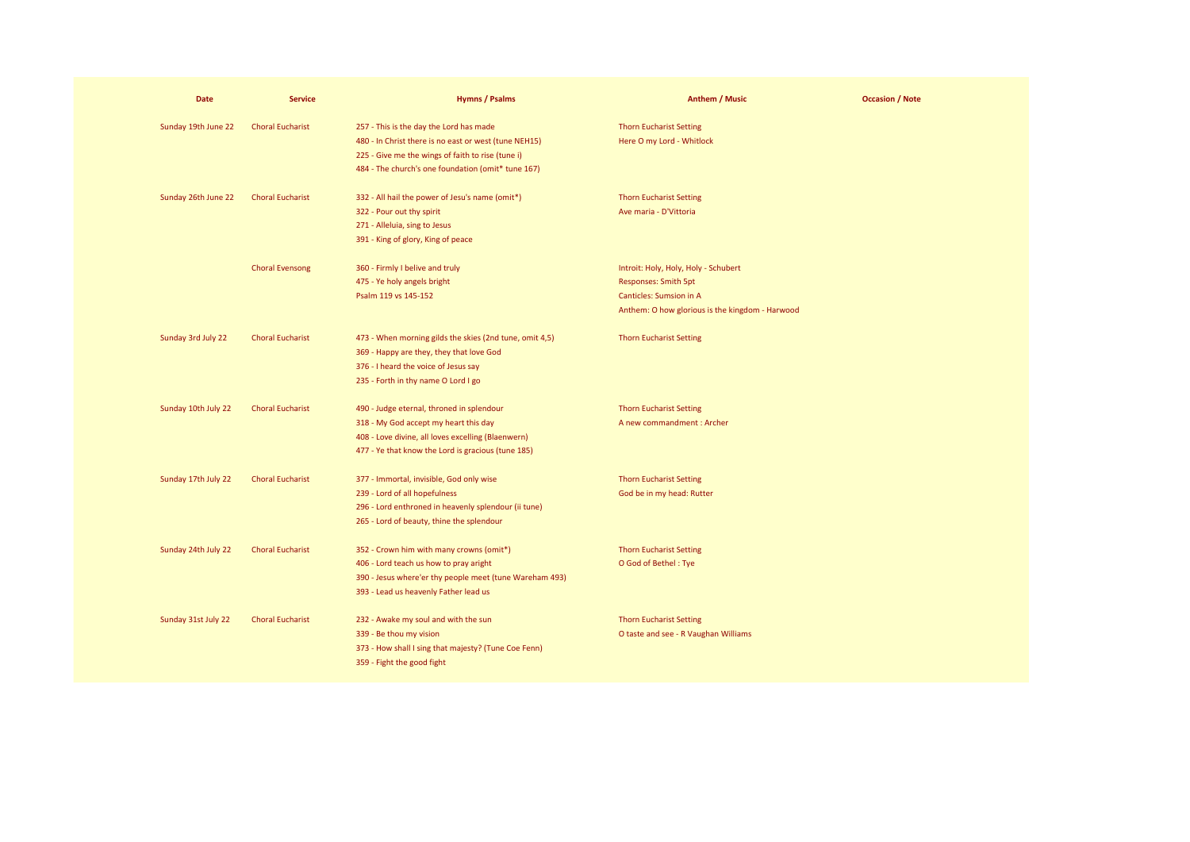| Date | Service | Hymns / Psalms | Anthem / Music | Occasion / Note |
|---|---|---|---|---|
| Sunday 19th June 22 | Choral Eucharist | 257 - This is the day the Lord has made | Thorn Eucharist Setting | |
| | | 480 - In Christ there is no east or west (tune NEH15) | Here O my Lord - Whitlock | |
| | | 225 - Give me the wings of faith to rise (tune i) | | |
| | | 484 - The church's one foundation (omit* tune 167) | | |
| Sunday 26th June 22 | Choral Eucharist | 332 - All hail the power of Jesu's name (omit*) | Thorn Eucharist Setting | |
| | | 322 - Pour out thy spirit | Ave maria - D'Vittoria | |
| | | 271 - Alleluia, sing to Jesus | | |
| | | 391 - King of glory, King of peace | | |
| | Choral Evensong | 360 - Firmly I belive and truly | Introit: Holy, Holy, Holy - Schubert | |
| | | 475 - Ye holy angels bright | Responses: Smith 5pt | |
| | | Psalm 119 vs 145-152 | Canticles: Sumsion in A | |
| | | | Anthem: O how glorious is the kingdom - Harwood | |
| Sunday 3rd July 22 | Choral Eucharist | 473 - When morning gilds the skies (2nd tune, omit 4,5) | Thorn Eucharist Setting | |
| | | 369 - Happy are they, they that love God | | |
| | | 376 - I heard the voice of Jesus say | | |
| | | 235 - Forth in thy name O Lord I go | | |
| Sunday 10th July 22 | Choral Eucharist | 490 - Judge eternal, throned in splendour | Thorn Eucharist Setting | |
| | | 318 - My God accept my heart this day | A new commandment : Archer | |
| | | 408 - Love divine, all loves excelling (Blaenwern) | | |
| | | 477 - Ye that know the Lord is gracious (tune 185) | | |
| Sunday 17th July 22 | Choral Eucharist | 377 - Immortal, invisible, God only wise | Thorn Eucharist Setting | |
| | | 239 - Lord of all hopefulness | God be in my head: Rutter | |
| | | 296 - Lord enthroned in heavenly splendour (ii tune) | | |
| | | 265 - Lord of beauty, thine the splendour | | |
| Sunday 24th July 22 | Choral Eucharist | 352 - Crown him with many crowns (omit*) | Thorn Eucharist Setting | |
| | | 406 - Lord teach us how to pray aright | O God of Bethel : Tye | |
| | | 390 - Jesus where'er thy people meet (tune Wareham 493) | | |
| | | 393 - Lead us heavenly Father lead us | | |
| Sunday 31st July 22 | Choral Eucharist | 232 - Awake my soul and with the sun | Thorn Eucharist Setting | |
| | | 339 - Be thou my vision | O taste and see - R Vaughan Williams | |
| | | 373 - How shall I sing that majesty? (Tune Coe Fenn) | | |
| | | 359 - Fight the good fight | | |